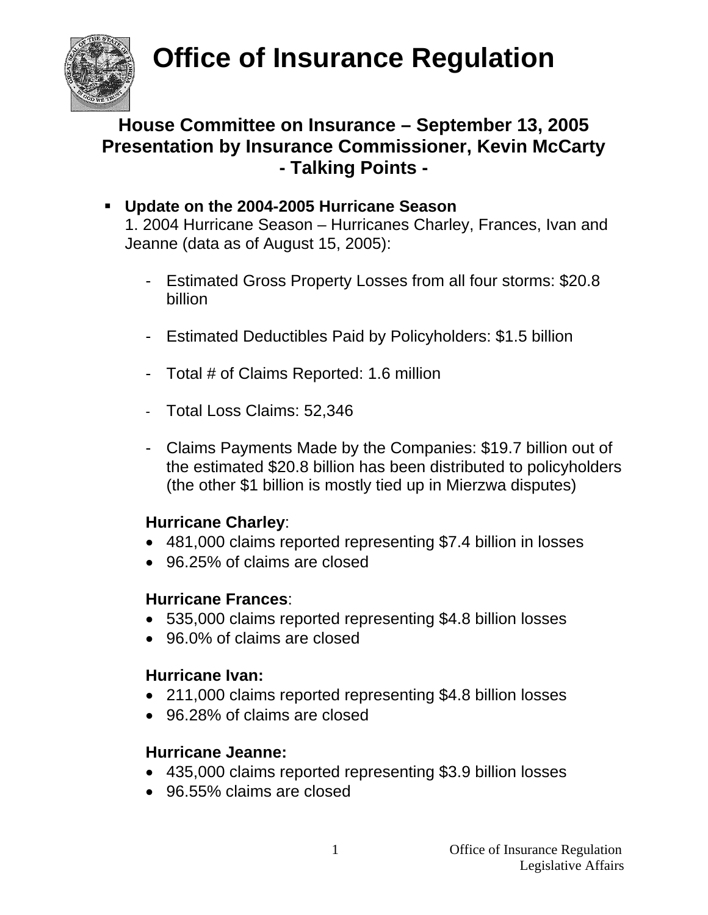# Office of Insurance Regulation

## House Committee on Insurance – September 13, 2005
## Presentation by Insurance Commissioner, Kevin McCarty
## - Talking Points -

- **Update on the 2004-2005 Hurricane Season**
  1. 2004 Hurricane Season – Hurricanes Charley, Frances, Ivan and Jeanne (data as of August 15, 2005):

  - Estimated Gross Property Losses from all four storms: $20.8 billion

  - Estimated Deductibles Paid by Policyholders: $1.5 billion

  - Total # of Claims Reported: 1.6 million

  - Total Loss Claims: 52,346

  - Claims Payments Made by the Companies: $19.7 billion out of the estimated $20.8 billion has been distributed to policyholders (the other $1 billion is mostly tied up in Mierzwa disputes)

  **Hurricane Charley**:
  - 481,000 claims reported representing $7.4 billion in losses
  - 96.25% of claims are closed

  **Hurricane Frances**:
  - 535,000 claims reported representing $4.8 billion losses
  - 96.0% of claims are closed

  **Hurricane Ivan:**
  - 211,000 claims reported representing $4.8 billion losses
  - 96.28% of claims are closed

  **Hurricane Jeanne:**
  - 435,000 claims reported representing $3.9 billion losses
  - 96.55% claims are closed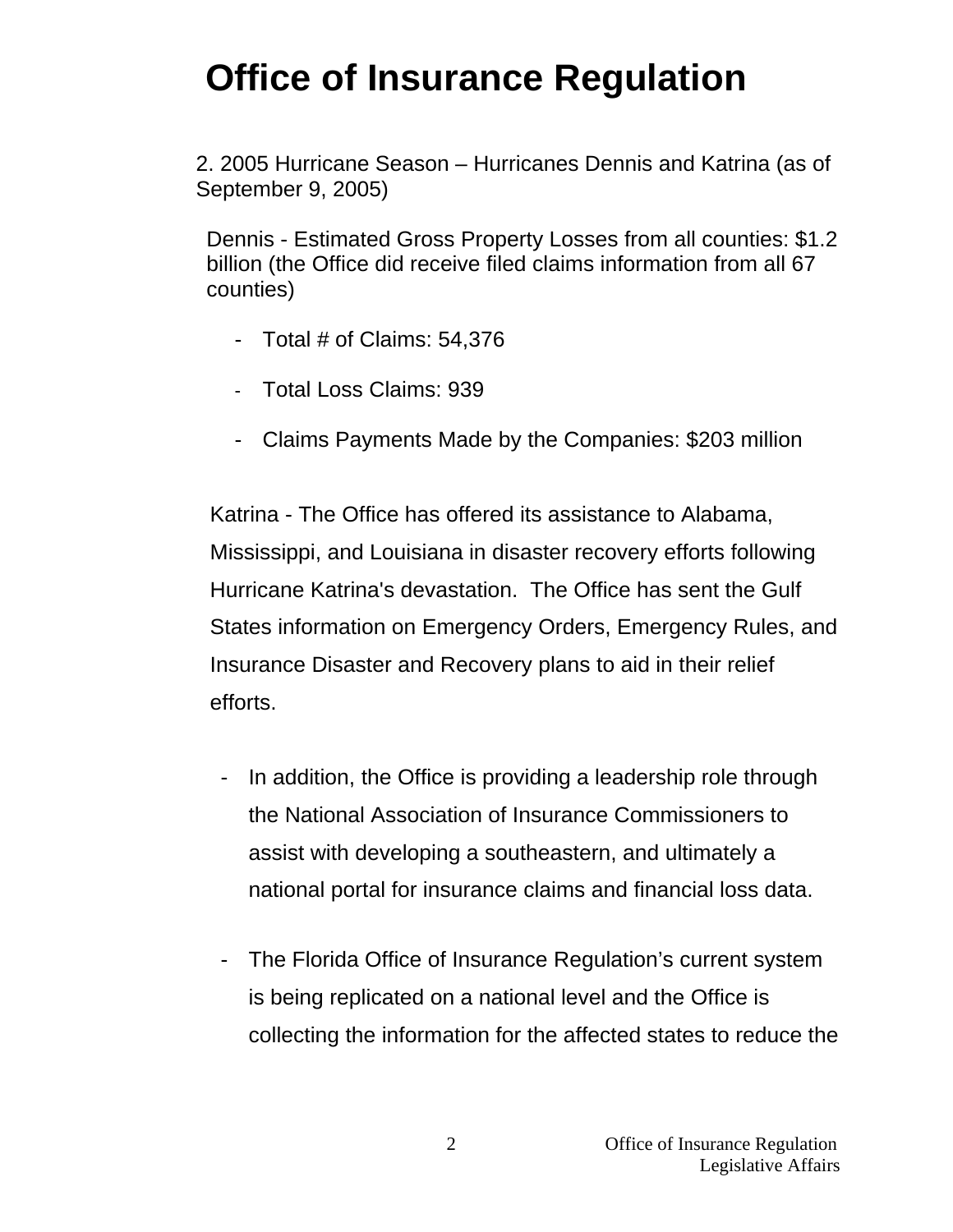# Office of Insurance Regulation

2. 2005 Hurricane Season – Hurricanes Dennis and Katrina (as of September 9, 2005)

Dennis - Estimated Gross Property Losses from all counties: $1.2 billion (the Office did receive filed claims information from all 67 counties)

- Total # of Claims: 54,376
- Total Loss Claims: 939
- Claims Payments Made by the Companies: $203 million

Katrina - The Office has offered its assistance to Alabama, Mississippi, and Louisiana in disaster recovery efforts following Hurricane Katrina's devastation. The Office has sent the Gulf States information on Emergency Orders, Emergency Rules, and Insurance Disaster and Recovery plans to aid in their relief efforts.

- In addition, the Office is providing a leadership role through the National Association of Insurance Commissioners to assist with developing a southeastern, and ultimately a national portal for insurance claims and financial loss data.
- The Florida Office of Insurance Regulation's current system is being replicated on a national level and the Office is collecting the information for the affected states to reduce the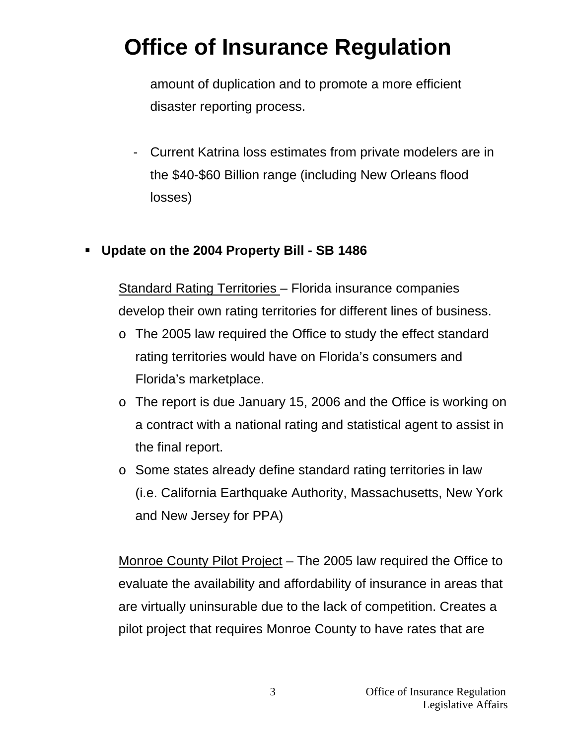# Office of Insurance Regulation

amount of duplication and to promote a more efficient disaster reporting process.

- Current Katrina loss estimates from private modelers are in the $40-$60 Billion range (including New Orleans flood losses)

- **Update on the 2004 Property Bill - SB 1486**

  Standard Rating Territories – Florida insurance companies develop their own rating territories for different lines of business.

  - The 2005 law required the Office to study the effect standard rating territories would have on Florida's consumers and Florida's marketplace.
  - The report is due January 15, 2006 and the Office is working on a contract with a national rating and statistical agent to assist in the final report.
  - Some states already define standard rating territories in law (i.e. California Earthquake Authority, Massachusetts, New York and New Jersey for PPA)

  Monroe County Pilot Project – The 2005 law required the Office to evaluate the availability and affordability of insurance in areas that are virtually uninsurable due to the lack of competition. Creates a pilot project that requires Monroe County to have rates that are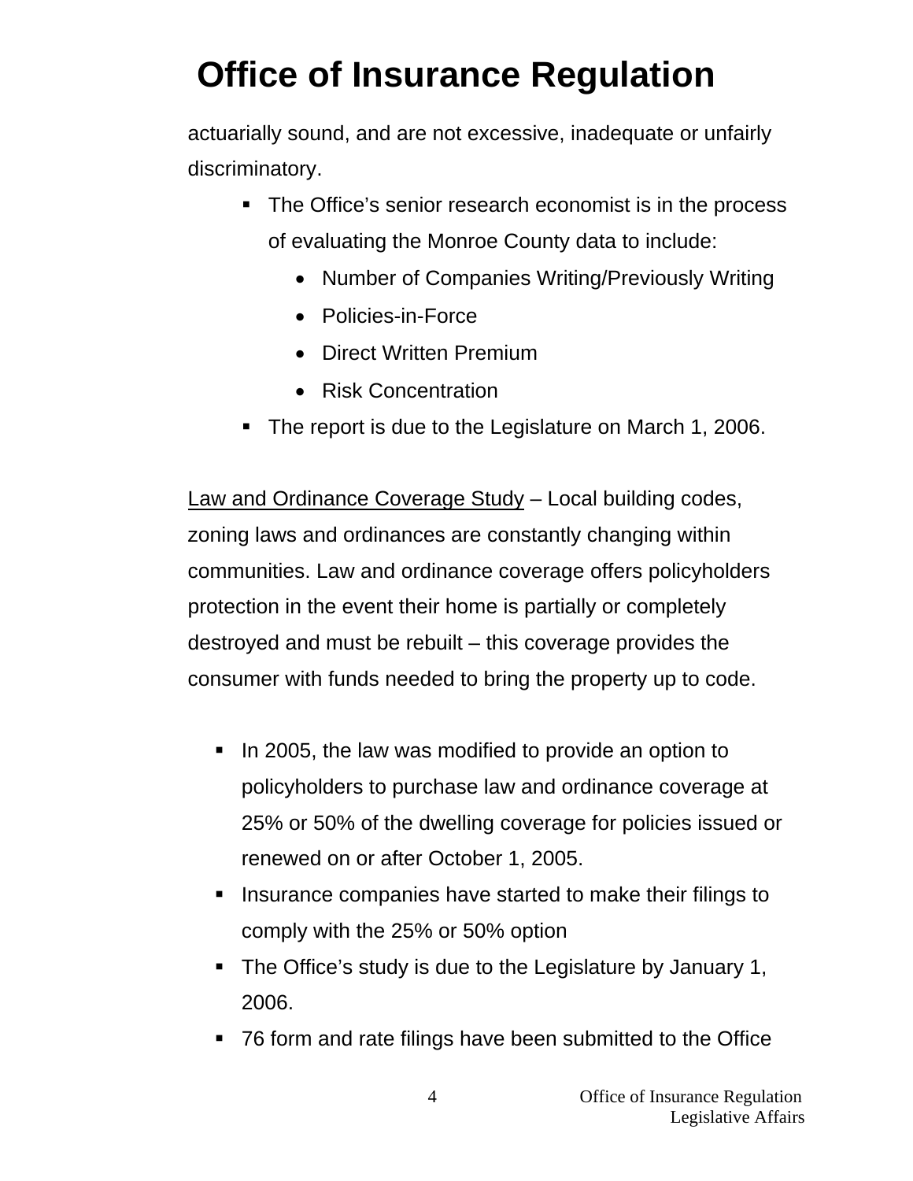actuarially sound, and are not excessive, inadequate or unfairly discriminatory.

- The Office's senior research economist is in the process of evaluating the Monroe County data to include:
  - Number of Companies Writing/Previously Writing
  - Policies-in-Force
  - Direct Written Premium
  - Risk Concentration
- The report is due to the Legislature on March 1, 2006.

<u>Law and Ordinance Coverage Study</u> – Local building codes, zoning laws and ordinances are constantly changing within communities. Law and ordinance coverage offers policyholders protection in the event their home is partially or completely destroyed and must be rebuilt – this coverage provides the consumer with funds needed to bring the property up to code.

- In 2005, the law was modified to provide an option to policyholders to purchase law and ordinance coverage at 25% or 50% of the dwelling coverage for policies issued or renewed on or after October 1, 2005.
- Insurance companies have started to make their filings to comply with the 25% or 50% option
- The Office's study is due to the Legislature by January 1, 2006.
- 76 form and rate filings have been submitted to the Office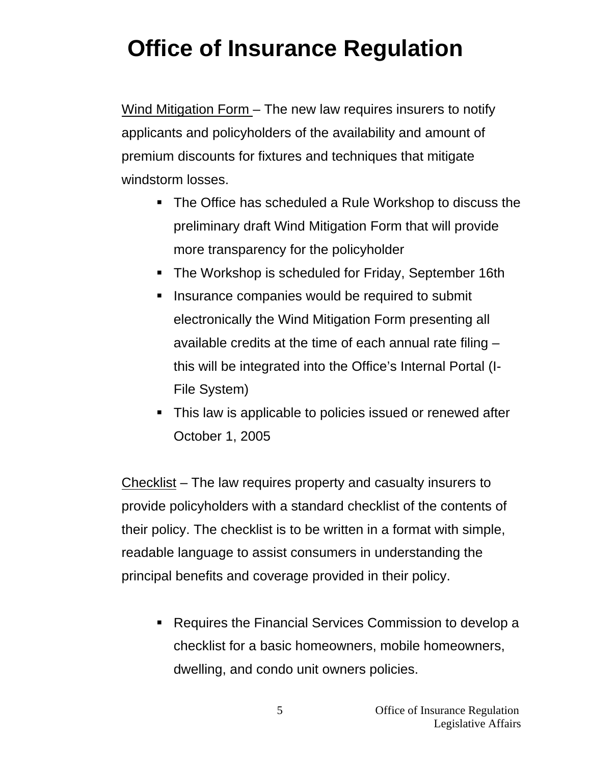# Office of Insurance Regulation

<u>Wind Mitigation Form</u> – The new law requires insurers to notify applicants and policyholders of the availability and amount of premium discounts for fixtures and techniques that mitigate windstorm losses.

- The Office has scheduled a Rule Workshop to discuss the preliminary draft Wind Mitigation Form that will provide more transparency for the policyholder
- The Workshop is scheduled for Friday, September 16th
- Insurance companies would be required to submit electronically the Wind Mitigation Form presenting all available credits at the time of each annual rate filing – this will be integrated into the Office's Internal Portal (I-File System)
- This law is applicable to policies issued or renewed after October 1, 2005

<u>Checklist</u> – The law requires property and casualty insurers to provide policyholders with a standard checklist of the contents of their policy. The checklist is to be written in a format with simple, readable language to assist consumers in understanding the principal benefits and coverage provided in their policy.

- Requires the Financial Services Commission to develop a checklist for a basic homeowners, mobile homeowners, dwelling, and condo unit owners policies.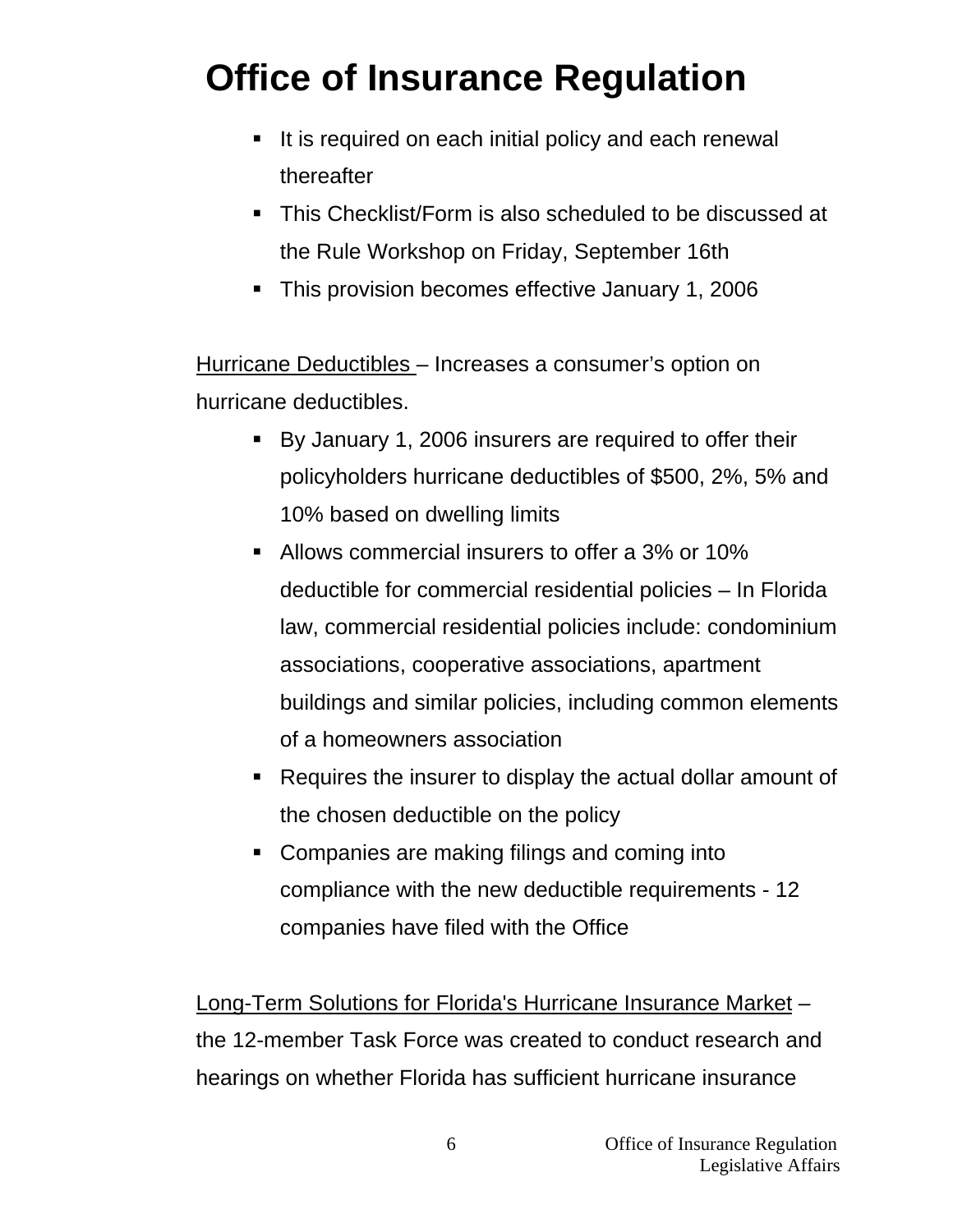# Office of Insurance Regulation

- It is required on each initial policy and each renewal thereafter
- This Checklist/Form is also scheduled to be discussed at the Rule Workshop on Friday, September 16th
- This provision becomes effective January 1, 2006

Hurricane Deductibles – Increases a consumer's option on hurricane deductibles.

- By January 1, 2006 insurers are required to offer their policyholders hurricane deductibles of $500, 2%, 5% and 10% based on dwelling limits
- Allows commercial insurers to offer a 3% or 10% deductible for commercial residential policies – In Florida law, commercial residential policies include: condominium associations, cooperative associations, apartment buildings and similar policies, including common elements of a homeowners association
- Requires the insurer to display the actual dollar amount of the chosen deductible on the policy
- Companies are making filings and coming into compliance with the new deductible requirements - 12 companies have filed with the Office

Long-Term Solutions for Florida's Hurricane Insurance Market – the 12-member Task Force was created to conduct research and hearings on whether Florida has sufficient hurricane insurance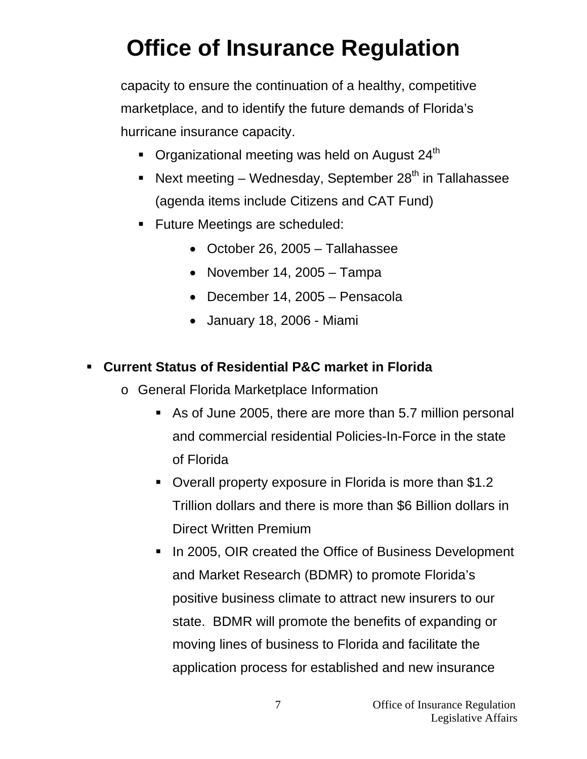# Office of Insurance Regulation

capacity to ensure the continuation of a healthy, competitive marketplace, and to identify the future demands of Florida's hurricane insurance capacity.

- Organizational meeting was held on August 24th
- Next meeting – Wednesday, September 28th in Tallahassee (agenda items include Citizens and CAT Fund)
- Future Meetings are scheduled:
    - October 26, 2005 – Tallahassee
    - November 14, 2005 – Tampa
    - December 14, 2005 – Pensacola
    - January 18, 2006 - Miami

- **Current Status of Residential P&C market in Florida**
    - General Florida Marketplace Information
        - As of June 2005, there are more than 5.7 million personal and commercial residential Policies-In-Force in the state of Florida
        - Overall property exposure in Florida is more than $1.2 Trillion dollars and there is more than $6 Billion dollars in Direct Written Premium
        - In 2005, OIR created the Office of Business Development and Market Research (BDMR) to promote Florida's positive business climate to attract new insurers to our state. BDMR will promote the benefits of expanding or moving lines of business to Florida and facilitate the application process for established and new insurance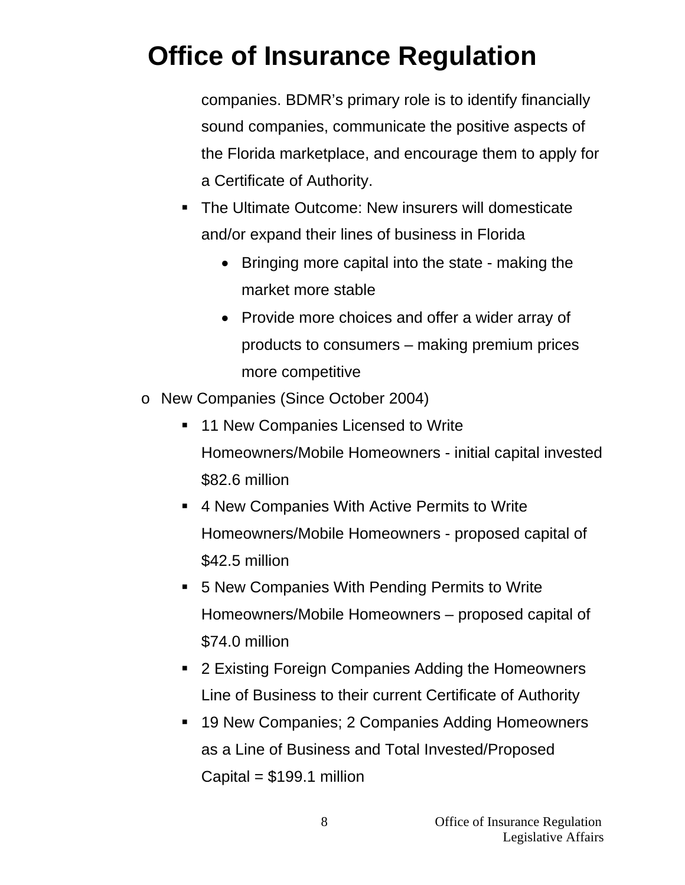# Office of Insurance Regulation

    companies. BDMR's primary role is to identify financially sound companies, communicate the positive aspects of the Florida marketplace, and encourage them to apply for a Certificate of Authority.

    - The Ultimate Outcome: New insurers will domesticate and/or expand their lines of business in Florida
        - Bringing more capital into the state - making the market more stable
        - Provide more choices and offer a wider array of products to consumers – making premium prices more competitive

- New Companies (Since October 2004)
    - 11 New Companies Licensed to Write Homeowners/Mobile Homeowners - initial capital invested $82.6 million
    - 4 New Companies With Active Permits to Write Homeowners/Mobile Homeowners - proposed capital of $42.5 million
    - 5 New Companies With Pending Permits to Write Homeowners/Mobile Homeowners – proposed capital of $74.0 million
    - 2 Existing Foreign Companies Adding the Homeowners Line of Business to their current Certificate of Authority
    - 19 New Companies; 2 Companies Adding Homeowners as a Line of Business and Total Invested/Proposed Capital = $199.1 million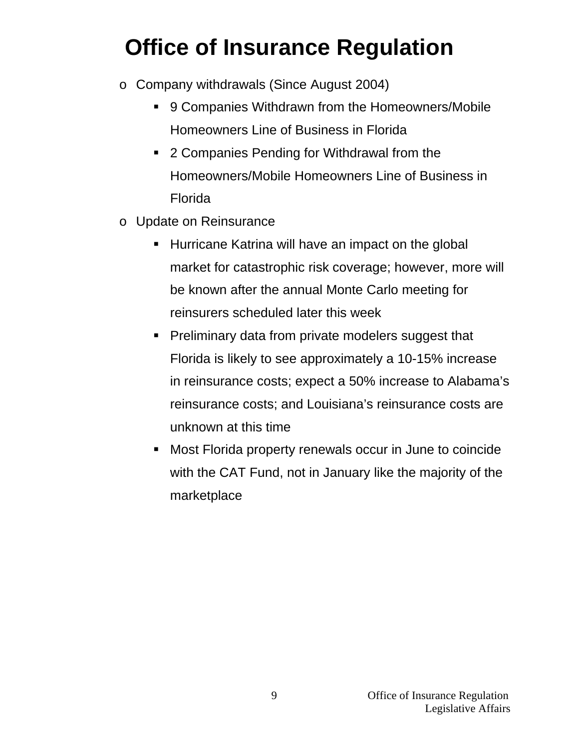# Office of Insurance Regulation

- Company withdrawals (Since August 2004)
  - 9 Companies Withdrawn from the Homeowners/Mobile Homeowners Line of Business in Florida
  - 2 Companies Pending for Withdrawal from the Homeowners/Mobile Homeowners Line of Business in Florida
- Update on Reinsurance
  - Hurricane Katrina will have an impact on the global market for catastrophic risk coverage; however, more will be known after the annual Monte Carlo meeting for reinsurers scheduled later this week
  - Preliminary data from private modelers suggest that Florida is likely to see approximately a 10-15% increase in reinsurance costs; expect a 50% increase to Alabama's reinsurance costs; and Louisiana's reinsurance costs are unknown at this time
  - Most Florida property renewals occur in June to coincide with the CAT Fund, not in January like the majority of the marketplace